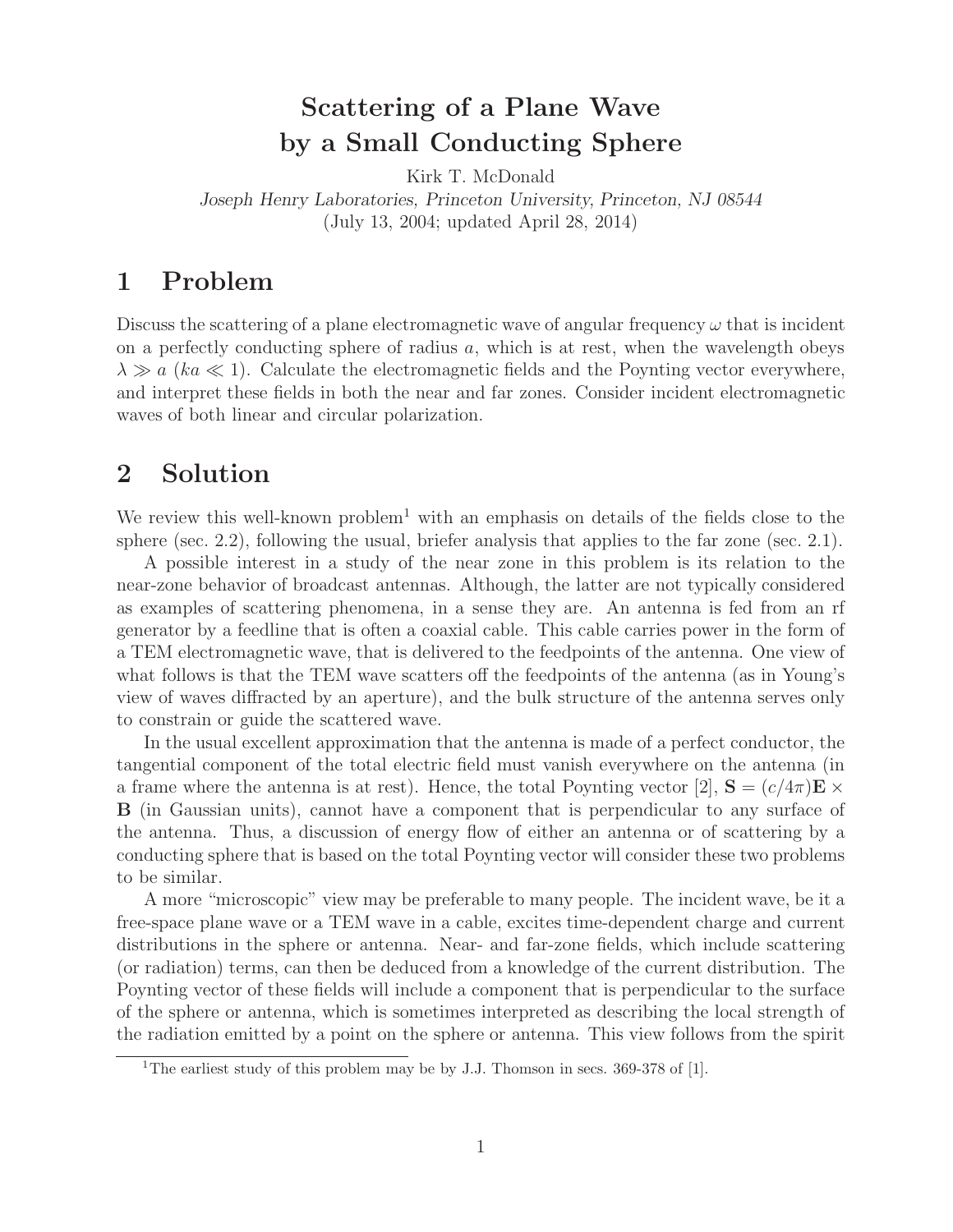# Scattering of a Plane Wave by a Small Conducting Sphere

Kirk T. McDonald

*Joseph Henry Laboratories, Princeton University, Princeton, NJ 08544*

(July 13, 2004; updated April 28, 2014)

## 1 Problem

Discuss the scattering of a plane electromagnetic wave of angular frequency $\omega$ that is incident on a perfectly conducting sphere of radius $a$, which is at rest, when the wavelength obeys $\lambda \gg a$ ($ka \ll 1$). Calculate the electromagnetic fields and the Poynting vector everywhere, and interpret these fields in both the near and far zones. Consider incident electromagnetic waves of both linear and circular polarization.

## 2 Solution

We review this well-known problem[1] with an emphasis on details of the fields close to the sphere (sec. 2.2), following the usual, briefer analysis that applies to the far zone (sec. 2.1).

A possible interest in a study of the near zone in this problem is its relation to the near-zone behavior of broadcast antennas. Although, the latter are not typically considered as examples of scattering phenomena, in a sense they are. An antenna is fed from an rf generator by a feedline that is often a coaxial cable. This cable carries power in the form of a TEM electromagnetic wave, that is delivered to the feedpoints of the antenna. One view of what follows is that the TEM wave scatters off the feedpoints of the antenna (as in Young's view of waves diffracted by an aperture), and the bulk structure of the antenna serves only to constrain or guide the scattered wave.

In the usual excellent approximation that the antenna is made of a perfect conductor, the tangential component of the total electric field must vanish everywhere on the antenna (in a frame where the antenna is at rest). Hence, the total Poynting vector [2], $\mathbf{S} = (c/4\pi)\mathbf{E} \times \mathbf{B}$ (in Gaussian units), cannot have a component that is perpendicular to any surface of the antenna. Thus, a discussion of energy flow of either an antenna or of scattering by a conducting sphere that is based on the total Poynting vector will consider these two problems to be similar.

A more "microscopic" view may be preferable to many people. The incident wave, be it a free-space plane wave or a TEM wave in a cable, excites time-dependent charge and current distributions in the sphere or antenna. Near- and far-zone fields, which include scattering (or radiation) terms, can then be deduced from a knowledge of the current distribution. The Poynting vector of these fields will include a component that is perpendicular to the surface of the sphere or antenna, which is sometimes interpreted as describing the local strength of the radiation emitted by a point on the sphere or antenna. This view follows from the spirit

[1] The earliest study of this problem may be by J.J. Thomson in secs. 369-378 of [1].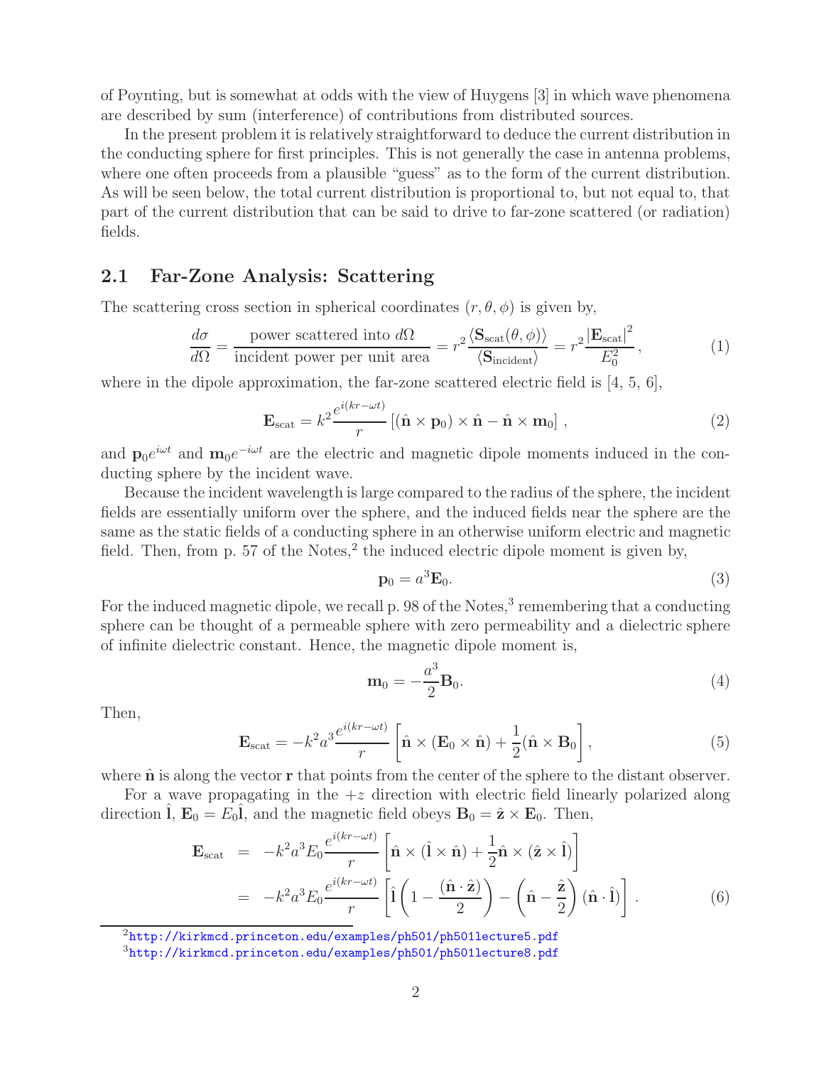of Poynting, but is somewhat at odds with the view of Huygens [3] in which wave phenomena are described by sum (interference) of contributions from distributed sources.

In the present problem it is relatively straightforward to deduce the current distribution in the conducting sphere for first principles. This is not generally the case in antenna problems, where one often proceeds from a plausible "guess" as to the form of the current distribution. As will be seen below, the total current distribution is proportional to, but not equal to, that part of the current distribution that can be said to drive to far-zone scattered (or radiation) fields.

## 2.1 Far-Zone Analysis: Scattering

The scattering cross section in spherical coordinates $(r, \theta, \phi)$ is given by,

$$\frac{d\sigma}{d\Omega} = \frac{\text{power scattered into } d\Omega}{\text{incident power per unit area}} = r^2 \frac{\langle \mathbf{S}_{\text{scat}}(\theta, \phi) \rangle}{\langle \mathbf{S}_{\text{incident}} \rangle} = r^2 \frac{|\mathbf{E}_{\text{scat}}|^2}{E_0^2}, \tag{1}$$

where in the dipole approximation, the far-zone scattered electric field is [4, 5, 6],

$$\mathbf{E}_{\text{scat}} = k^2 \frac{e^{i(kr-\omega t)}}{r} \left[ (\hat{\mathbf{n}} \times \mathbf{p}_0) \times \hat{\mathbf{n}} - \hat{\mathbf{n}} \times \mathbf{m}_0 \right], \tag{2}$$

and $\mathbf{p}_0 e^{i\omega t}$ and $\mathbf{m}_0 e^{-i\omega t}$ are the electric and magnetic dipole moments induced in the conducting sphere by the incident wave.

Because the incident wavelength is large compared to the radius of the sphere, the incident fields are essentially uniform over the sphere, and the induced fields near the sphere are the same as the static fields of a conducting sphere in an otherwise uniform electric and magnetic field. Then, from p. 57 of the Notes,[2] the induced electric dipole moment is given by,

$$\mathbf{p}_0 = a^3 \mathbf{E}_0. \tag{3}$$

For the induced magnetic dipole, we recall p. 98 of the Notes,[3] remembering that a conducting sphere can be thought of a permeable sphere with zero permeability and a dielectric sphere of infinite dielectric constant. Hence, the magnetic dipole moment is,

$$\mathbf{m}_0 = -\frac{a^3}{2} \mathbf{B}_0. \tag{4}$$

Then,

$$\mathbf{E}_{\text{scat}} = -k^2 a^3 \frac{e^{i(kr-\omega t)}}{r} \left[ \hat{\mathbf{n}} \times (\mathbf{E}_0 \times \hat{\mathbf{n}}) + \frac{1}{2} (\hat{\mathbf{n}} \times \mathbf{B}_0 \right], \tag{5}$$

where $\hat{\mathbf{n}}$ is along the vector $\mathbf{r}$ that points from the center of the sphere to the distant observer.

For a wave propagating in the $+z$ direction with electric field linearly polarized along direction $\hat{\mathbf{l}}$, $\mathbf{E}_0 = E_0 \hat{\mathbf{l}}$, and the magnetic field obeys $\mathbf{B}_0 = \hat{\mathbf{z}} \times \mathbf{E}_0$. Then,

$$\begin{aligned}
\mathbf{E}_{\text{scat}} &= -k^2 a^3 E_0 \frac{e^{i(kr-\omega t)}}{r} \left[ \hat{\mathbf{n}} \times (\hat{\mathbf{l}} \times \hat{\mathbf{n}}) + \frac{1}{2} \hat{\mathbf{n}} \times (\hat{\mathbf{z}} \times \hat{\mathbf{l}}) \right] \\
&= -k^2 a^3 E_0 \frac{e^{i(kr-\omega t)}}{r} \left[ \hat{\mathbf{l}} \left( 1 - \frac{(\hat{\mathbf{n}} \cdot \hat{\mathbf{z}})}{2} \right) - \left( \hat{\mathbf{n}} - \frac{\hat{\mathbf{z}}}{2} \right) (\hat{\mathbf{n}} \cdot \hat{\mathbf{l}}) \right]. \qquad (6)
\end{aligned}$$

[2] http://kirkmcd.princeton.edu/examples/ph501/ph501lecture5.pdf

[3] http://kirkmcd.princeton.edu/examples/ph501/ph501lecture8.pdf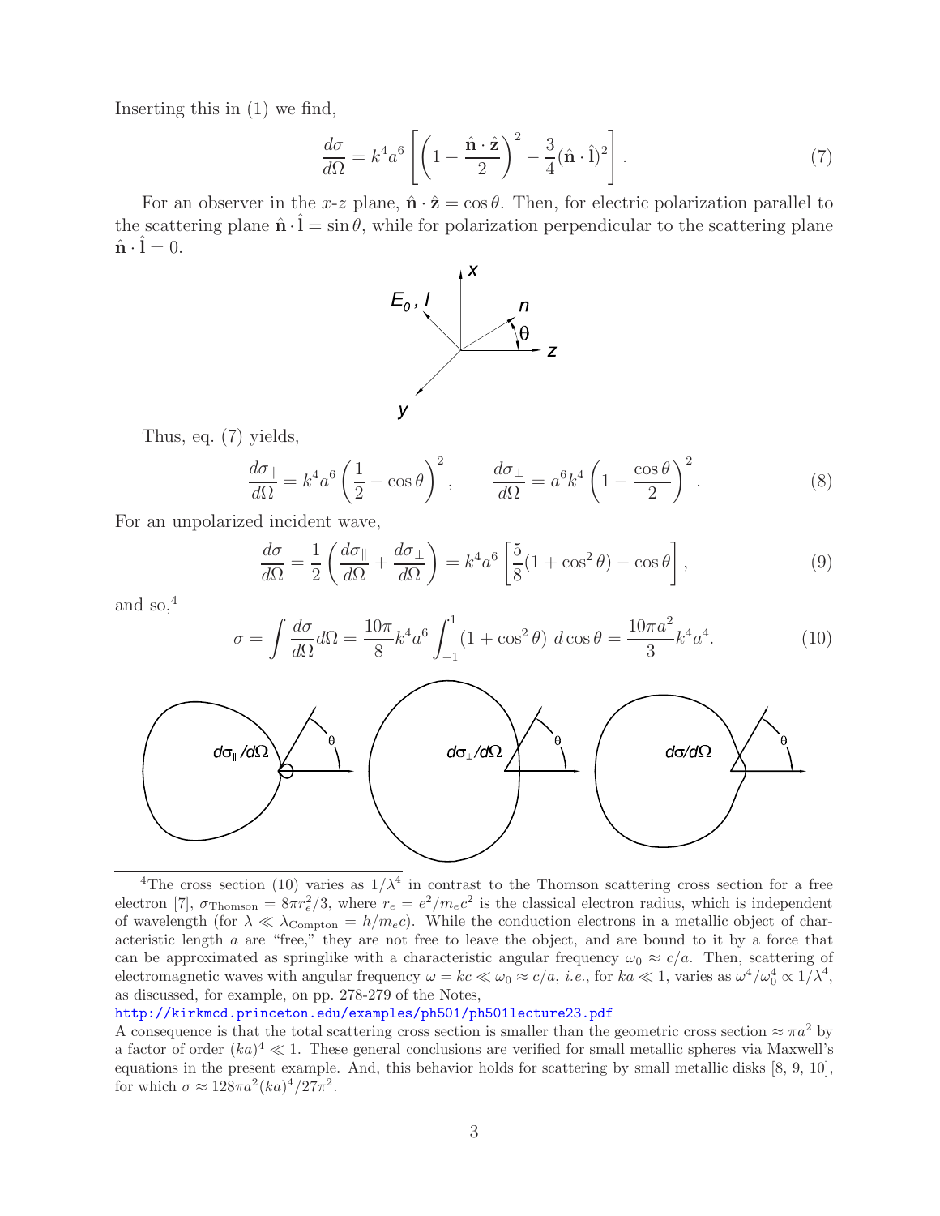Inserting this in (1) we find,

$$\frac{d\sigma}{d\Omega} = k^4 a^6 \left[ \left(1 - \frac{\hat{\mathbf{n}} \cdot \hat{\mathbf{z}}}{2}\right)^2 - \frac{3}{4}(\hat{\mathbf{n}} \cdot \hat{\mathbf{l}})^2 \right]. \tag{7}$$

For an observer in the $x$-$z$ plane, $\hat{\mathbf{n}} \cdot \hat{\mathbf{z}} = \cos\theta$. Then, for electric polarization parallel to the scattering plane $\hat{\mathbf{n}} \cdot \hat{\mathbf{l}} = \sin\theta$, while for polarization perpendicular to the scattering plane $\hat{\mathbf{n}} \cdot \hat{\mathbf{l}} = 0$.

Thus, eq. (7) yields,

$$\frac{d\sigma_\parallel}{d\Omega} = k^4 a^6 \left(\frac{1}{2} - \cos\theta\right)^2, \qquad \frac{d\sigma_\perp}{d\Omega} = a^6 k^4 \left(1 - \frac{\cos\theta}{2}\right)^2. \tag{8}$$

For an unpolarized incident wave,

$$\frac{d\sigma}{d\Omega} = \frac{1}{2}\left(\frac{d\sigma_\parallel}{d\Omega} + \frac{d\sigma_\perp}{d\Omega}\right) = k^4 a^6 \left[\frac{5}{8}(1 + \cos^2\theta) - \cos\theta\right], \tag{9}$$

and so,[4]

$$\sigma = \int \frac{d\sigma}{d\Omega} d\Omega = \frac{10\pi}{8} k^4 a^6 \int_{-1}^{1} (1 + \cos^2\theta)\, d\cos\theta = \frac{10\pi a^2}{3} k^4 a^4. \tag{10}$$

[4]The cross section (10) varies as $1/\lambda^4$ in contrast to the Thomson scattering cross section for a free electron [7], $\sigma_{\rm Thomson} = 8\pi r_e^2/3$, where $r_e = e^2/m_e c^2$ is the classical electron radius, which is independent of wavelength (for $\lambda \ll \lambda_{\rm Compton} = h/m_e c$). While the conduction electrons in a metallic object of characteristic length $a$ are "free," they are not free to leave the object, and are bound to it by a force that can be approximated as springlike with a characteristic angular frequency $\omega_0 \approx c/a$. Then, scattering of electromagnetic waves with angular frequency $\omega = kc \ll \omega_0 \approx c/a$, *i.e.*, for $ka \ll 1$, varies as $\omega^4/\omega_0^4 \propto 1/\lambda^4$, as discussed, for example, on pp. 278-279 of the Notes,
http://kirkmcd.princeton.edu/examples/ph501/ph501lecture23.pdf
A consequence is that the total scattering cross section is smaller than the geometric cross section $\approx \pi a^2$ by a factor of order $(ka)^4 \ll 1$. These general conclusions are verified for small metallic spheres via Maxwell's equations in the present example. And, this behavior holds for scattering by small metallic disks [8, 9, 10], for which $\sigma \approx 128\pi a^2 (ka)^4/27\pi^2$.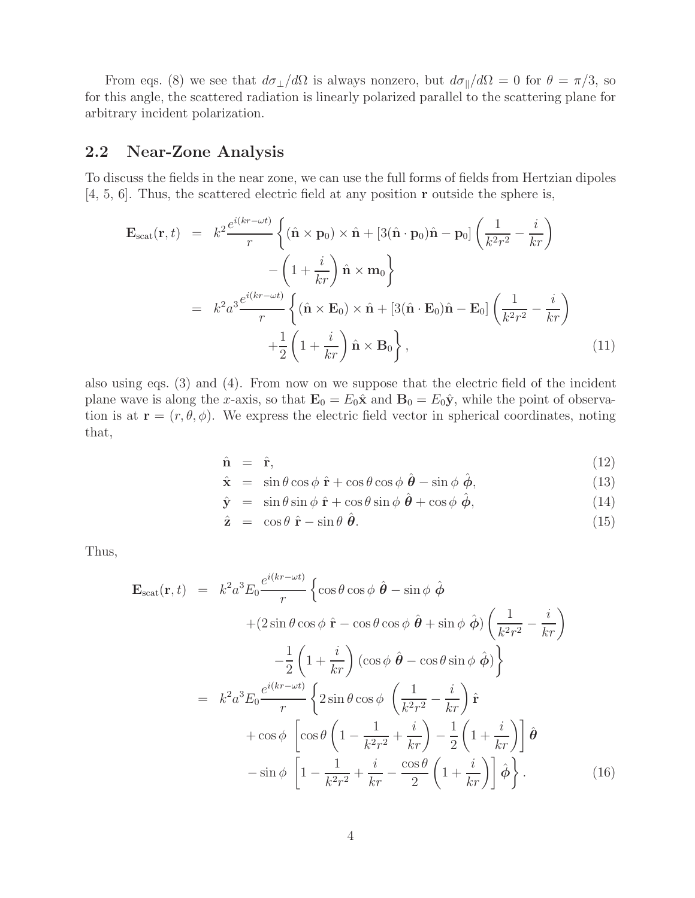From eqs. (8) we see that $d\sigma_\perp/d\Omega$ is always nonzero, but $d\sigma_\parallel/d\Omega = 0$ for $\theta = \pi/3$, so for this angle, the scattered radiation is linearly polarized parallel to the scattering plane for arbitrary incident polarization.

## 2.2 Near-Zone Analysis

To discuss the fields in the near zone, we can use the full forms of fields from Hertzian dipoles [4, 5, 6]. Thus, the scattered electric field at any position $\mathbf{r}$ outside the sphere is,

$$
\begin{aligned}
\mathbf{E}_{\rm scat}(\mathbf{r},t) &= k^2 \frac{e^{i(kr-\omega t)}}{r} \left\{ (\hat{\mathbf{n}} \times \mathbf{p}_0) \times \hat{\mathbf{n}} + [3(\hat{\mathbf{n}} \cdot \mathbf{p}_0)\hat{\mathbf{n}} - \mathbf{p}_0] \left( \frac{1}{k^2 r^2} - \frac{i}{kr} \right) \right. \\
&\qquad \left. - \left( 1 + \frac{i}{kr} \right) \hat{\mathbf{n}} \times \mathbf{m}_0 \right\} \\
&= k^2 a^3 \frac{e^{i(kr-\omega t)}}{r} \left\{ (\hat{\mathbf{n}} \times \mathbf{E}_0) \times \hat{\mathbf{n}} + [3(\hat{\mathbf{n}} \cdot \mathbf{E}_0)\hat{\mathbf{n}} - \mathbf{E}_0] \left( \frac{1}{k^2 r^2} - \frac{i}{kr} \right) \right. \\
&\qquad \left. + \frac{1}{2} \left( 1 + \frac{i}{kr} \right) \hat{\mathbf{n}} \times \mathbf{B}_0 \right\}, \qquad (11)
\end{aligned}
$$

also using eqs. (3) and (4). From now on we suppose that the electric field of the incident plane wave is along the $x$-axis, so that $\mathbf{E}_0 = E_0 \hat{\mathbf{x}}$ and $\mathbf{B}_0 = E_0 \hat{\mathbf{y}}$, while the point of observation is at $\mathbf{r} = (r, \theta, \phi)$. We express the electric field vector in spherical coordinates, noting that,

$$
\begin{aligned}
\hat{\mathbf{n}} &= \hat{\mathbf{r}}, & (12) \\
\hat{\mathbf{x}} &= \sin\theta \cos\phi \; \hat{\mathbf{r}} + \cos\theta \cos\phi \; \hat{\boldsymbol{\theta}} - \sin\phi \; \hat{\boldsymbol{\phi}}, & (13) \\
\hat{\mathbf{y}} &= \sin\theta \sin\phi \; \hat{\mathbf{r}} + \cos\theta \sin\phi \; \hat{\boldsymbol{\theta}} + \cos\phi \; \hat{\boldsymbol{\phi}}, & (14) \\
\hat{\mathbf{z}} &= \cos\theta \; \hat{\mathbf{r}} - \sin\theta \; \hat{\boldsymbol{\theta}}. & (15)
\end{aligned}
$$

Thus,

$$
\begin{aligned}
\mathbf{E}_{\rm scat}(\mathbf{r},t) &= k^2 a^3 E_0 \frac{e^{i(kr-\omega t)}}{r} \left\{ \cos\theta \cos\phi \; \hat{\boldsymbol{\theta}} - \sin\phi \; \hat{\boldsymbol{\phi}} \right. \\
&\qquad + (2 \sin\theta \cos\phi \; \hat{\mathbf{r}} - \cos\theta \cos\phi \; \hat{\boldsymbol{\theta}} + \sin\phi \; \hat{\boldsymbol{\phi}}) \left( \frac{1}{k^2 r^2} - \frac{i}{kr} \right) \\
&\qquad \left. - \frac{1}{2} \left( 1 + \frac{i}{kr} \right) (\cos\phi \; \hat{\boldsymbol{\theta}} - \cos\theta \sin\phi \; \hat{\boldsymbol{\phi}}) \right\} \\
&= k^2 a^3 E_0 \frac{e^{i(kr-\omega t)}}{r} \left\{ 2 \sin\theta \cos\phi \; \left( \frac{1}{k^2 r^2} - \frac{i}{kr} \right) \hat{\mathbf{r}} \right. \\
&\qquad + \cos\phi \; \left[ \cos\theta \left( 1 - \frac{1}{k^2 r^2} + \frac{i}{kr} \right) - \frac{1}{2} \left( 1 + \frac{i}{kr} \right) \right] \hat{\boldsymbol{\theta}} \\
&\qquad \left. - \sin\phi \; \left[ 1 - \frac{1}{k^2 r^2} + \frac{i}{kr} - \frac{\cos\theta}{2} \left( 1 + \frac{i}{kr} \right) \right] \hat{\boldsymbol{\phi}} \right\}. \qquad (16)
\end{aligned}
$$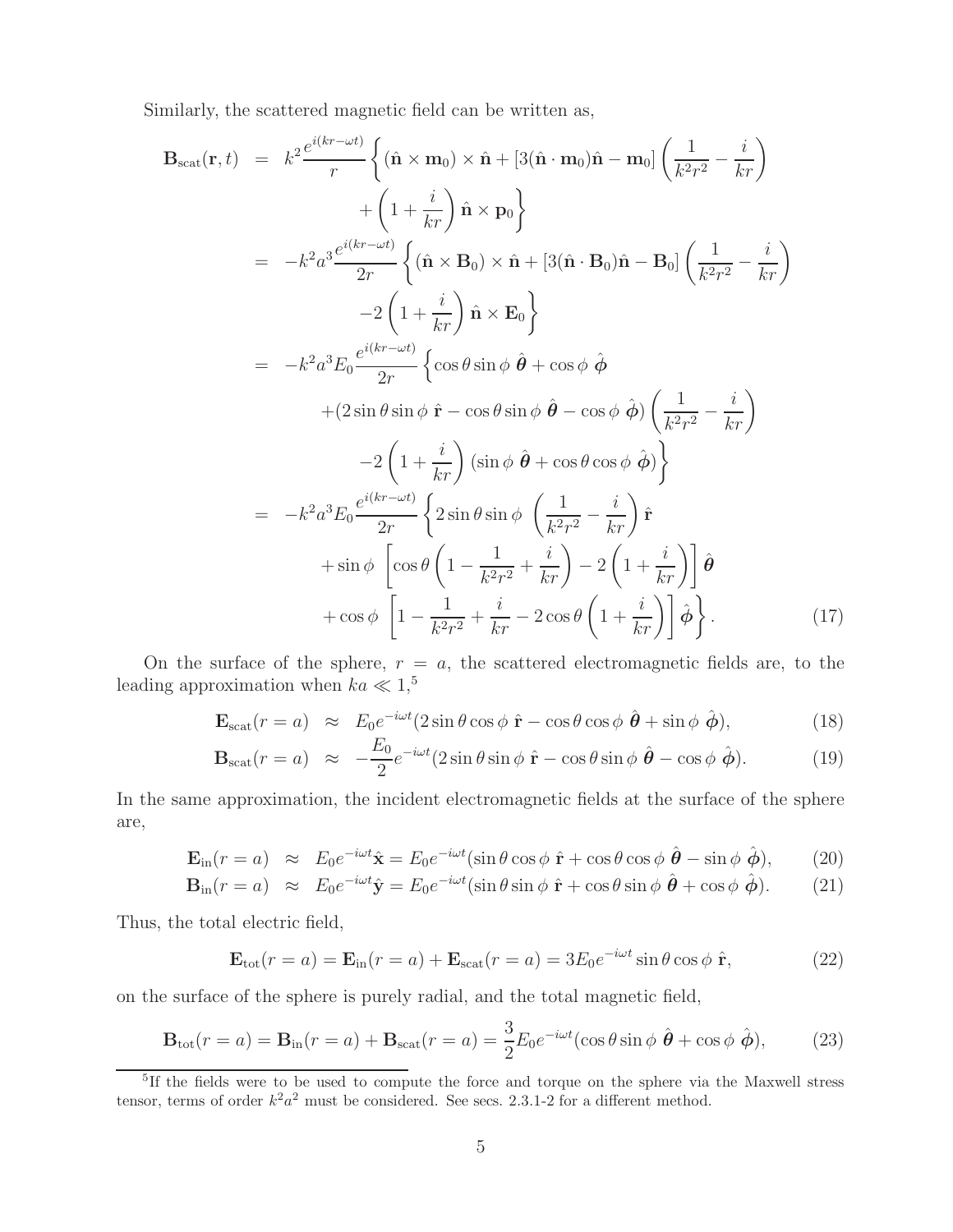Similarly, the scattered magnetic field can be written as,

$$
\begin{aligned}
\mathbf{B}_{\rm scat}(\mathbf{r},t) &= k^2 \frac{e^{i(kr-\omega t)}}{r} \left\{ (\hat{\mathbf{n}} \times \mathbf{m}_0) \times \hat{\mathbf{n}} + [3(\hat{\mathbf{n}} \cdot \mathbf{m}_0)\hat{\mathbf{n}} - \mathbf{m}_0] \left( \frac{1}{k^2 r^2} - \frac{i}{kr} \right) \right. \\
&\qquad \left. + \left( 1 + \frac{i}{kr} \right) \hat{\mathbf{n}} \times \mathbf{p}_0 \right\} \\
&= -k^2 a^3 \frac{e^{i(kr-\omega t)}}{2r} \left\{ (\hat{\mathbf{n}} \times \mathbf{B}_0) \times \hat{\mathbf{n}} + [3(\hat{\mathbf{n}} \cdot \mathbf{B}_0)\hat{\mathbf{n}} - \mathbf{B}_0] \left( \frac{1}{k^2 r^2} - \frac{i}{kr} \right) \right. \\
&\qquad \left. -2 \left( 1 + \frac{i}{kr} \right) \hat{\mathbf{n}} \times \mathbf{E}_0 \right\} \\
&= -k^2 a^3 E_0 \frac{e^{i(kr-\omega t)}}{2r} \left\{ \cos\theta \sin\phi \ \hat{\boldsymbol{\theta}} + \cos\phi \ \hat{\boldsymbol{\phi}} \right. \\
&\qquad + (2 \sin\theta \sin\phi \ \hat{\mathbf{r}} - \cos\theta \sin\phi \ \hat{\boldsymbol{\theta}} - \cos\phi \ \hat{\boldsymbol{\phi}}) \left( \frac{1}{k^2 r^2} - \frac{i}{kr} \right) \\
&\qquad \left. -2 \left( 1 + \frac{i}{kr} \right) (\sin\phi \ \hat{\boldsymbol{\theta}} + \cos\theta \cos\phi \ \hat{\boldsymbol{\phi}}) \right\} \\
&= -k^2 a^3 E_0 \frac{e^{i(kr-\omega t)}}{2r} \left\{ 2 \sin\theta \sin\phi \ \left( \frac{1}{k^2 r^2} - \frac{i}{kr} \right) \hat{\mathbf{r}} \right. \\
&\qquad + \sin\phi \ \left[ \cos\theta \left( 1 - \frac{1}{k^2 r^2} + \frac{i}{kr} \right) - 2 \left( 1 + \frac{i}{kr} \right) \right] \hat{\boldsymbol{\theta}} \\
&\qquad \left. + \cos\phi \ \left[ 1 - \frac{1}{k^2 r^2} + \frac{i}{kr} - 2 \cos\theta \left( 1 + \frac{i}{kr} \right) \right] \hat{\boldsymbol{\phi}} \right\}. \qquad (17)
\end{aligned}
$$

On the surface of the sphere, $r = a$, the scattered electromagnetic fields are, to the leading approximation when $ka \ll 1$,[5]

$$
\mathbf{E}_{\rm scat}(r=a) \approx E_0 e^{-i\omega t} (2 \sin\theta \cos\phi \ \hat{\mathbf{r}} - \cos\theta \cos\phi \ \hat{\boldsymbol{\theta}} + \sin\phi \ \hat{\boldsymbol{\phi}}), \qquad (18)
$$

$$
\mathbf{B}_{\rm scat}(r=a) \approx -\frac{E_0}{2} e^{-i\omega t} (2 \sin\theta \sin\phi \ \hat{\mathbf{r}} - \cos\theta \sin\phi \ \hat{\boldsymbol{\theta}} - \cos\phi \ \hat{\boldsymbol{\phi}}). \qquad (19)
$$

In the same approximation, the incident electromagnetic fields at the surface of the sphere are,

$$
\mathbf{E}_{\rm in}(r=a) \approx E_0 e^{-i\omega t} \hat{\mathbf{x}} = E_0 e^{-i\omega t} (\sin\theta \cos\phi \ \hat{\mathbf{r}} + \cos\theta \cos\phi \ \hat{\boldsymbol{\theta}} - \sin\phi \ \hat{\boldsymbol{\phi}}), \qquad (20)
$$

$$
\mathbf{B}_{\rm in}(r=a) \approx E_0 e^{-i\omega t} \hat{\mathbf{y}} = E_0 e^{-i\omega t} (\sin\theta \sin\phi \ \hat{\mathbf{r}} + \cos\theta \sin\phi \ \hat{\boldsymbol{\theta}} + \cos\phi \ \hat{\boldsymbol{\phi}}). \qquad (21)
$$

Thus, the total electric field,

$$
\mathbf{E}_{\rm tot}(r=a) = \mathbf{E}_{\rm in}(r=a) + \mathbf{E}_{\rm scat}(r=a) = 3 E_0 e^{-i\omega t} \sin\theta \cos\phi \ \hat{\mathbf{r}}, \qquad (22)
$$

on the surface of the sphere is purely radial, and the total magnetic field,

$$
\mathbf{B}_{\rm tot}(r=a) = \mathbf{B}_{\rm in}(r=a) + \mathbf{B}_{\rm scat}(r=a) = \frac{3}{2} E_0 e^{-i\omega t} (\cos\theta \sin\phi \ \hat{\boldsymbol{\theta}} + \cos\phi \ \hat{\boldsymbol{\phi}}), \qquad (23)
$$

---

[5] If the fields were to be used to compute the force and torque on the sphere via the Maxwell stress tensor, terms of order $k^2 a^2$ must be considered. See secs. 2.3.1-2 for a different method.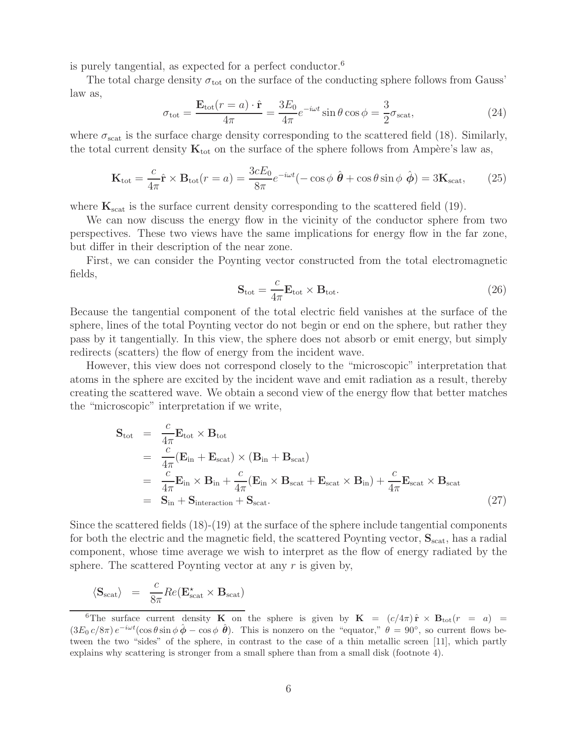is purely tangential, as expected for a perfect conductor.[6]

The total charge density $\sigma_{\rm tot}$ on the surface of the conducting sphere follows from Gauss' law as,

$$\sigma_{\rm tot} = \frac{\mathbf{E}_{\rm tot}(r=a)\cdot\hat{\mathbf{r}}}{4\pi} = \frac{3E_0}{4\pi}e^{-i\omega t}\sin\theta\cos\phi = \frac{3}{2}\sigma_{\rm scat}, \tag{24}$$

where $\sigma_{\rm scat}$ is the surface charge density corresponding to the scattered field (18). Similarly, the total current density $\mathbf{K}_{\rm tot}$ on the surface of the sphere follows from Ampère's law as,

$$\mathbf{K}_{\rm tot} = \frac{c}{4\pi}\hat{\mathbf{r}}\times\mathbf{B}_{\rm tot}(r=a) = \frac{3cE_0}{8\pi}e^{-i\omega t}(-\cos\phi\ \hat{\boldsymbol{\theta}} + \cos\theta\sin\phi\ \hat{\boldsymbol{\phi}}) = 3\mathbf{K}_{\rm scat}, \tag{25}$$

where $\mathbf{K}_{\rm scat}$ is the surface current density corresponding to the scattered field (19).

We can now discuss the energy flow in the vicinity of the conductor sphere from two perspectives. These two views have the same implications for energy flow in the far zone, but differ in their description of the near zone.

First, we can consider the Poynting vector constructed from the total electromagnetic fields,

$$\mathbf{S}_{\rm tot} = \frac{c}{4\pi}\mathbf{E}_{\rm tot}\times\mathbf{B}_{\rm tot}. \tag{26}$$

Because the tangential component of the total electric field vanishes at the surface of the sphere, lines of the total Poynting vector do not begin or end on the sphere, but rather they pass by it tangentially. In this view, the sphere does not absorb or emit energy, but simply redirects (scatters) the flow of energy from the incident wave.

However, this view does not correspond closely to the "microscopic" interpretation that atoms in the sphere are excited by the incident wave and emit radiation as a result, thereby creating the scattered wave. We obtain a second view of the energy flow that better matches the "microscopic" interpretation if we write,

$$\begin{aligned}
\mathbf{S}_{\rm tot} &= \frac{c}{4\pi}\mathbf{E}_{\rm tot}\times\mathbf{B}_{\rm tot} \\
&= \frac{c}{4\pi}(\mathbf{E}_{\rm in}+\mathbf{E}_{\rm scat})\times(\mathbf{B}_{\rm in}+\mathbf{B}_{\rm scat}) \\
&= \frac{c}{4\pi}\mathbf{E}_{\rm in}\times\mathbf{B}_{\rm in} + \frac{c}{4\pi}(\mathbf{E}_{\rm in}\times\mathbf{B}_{\rm scat}+\mathbf{E}_{\rm scat}\times\mathbf{B}_{\rm in}) + \frac{c}{4\pi}\mathbf{E}_{\rm scat}\times\mathbf{B}_{\rm scat} \\
&= \mathbf{S}_{\rm in} + \mathbf{S}_{\rm interaction} + \mathbf{S}_{\rm scat}.
\end{aligned} \tag{27}$$

Since the scattered fields (18)-(19) at the surface of the sphere include tangential components for both the electric and the magnetic field, the scattered Poynting vector, $\mathbf{S}_{\rm scat}$, has a radial component, whose time average we wish to interpret as the flow of energy radiated by the sphere. The scattered Poynting vector at any $r$ is given by,

$$\langle\mathbf{S}_{\rm scat}\rangle = \frac{c}{8\pi}Re(\mathbf{E}^{\star}_{\rm scat}\times\mathbf{B}_{\rm scat})$$

---

[6] The surface current density $\mathbf{K}$ on the sphere is given by $\mathbf{K} = (c/4\pi)\,\hat{\mathbf{r}}\times\mathbf{B}_{\rm tot}(r=a) = (3E_0\,c/8\pi)\,e^{-i\omega t}(\cos\theta\sin\phi\,\hat{\boldsymbol{\phi}} - \cos\phi\ \hat{\boldsymbol{\theta}})$. This is nonzero on the "equator," $\theta = 90^\circ$, so current flows between the two "sides" of the sphere, in contrast to the case of a thin metallic screen [11], which partly explains why scattering is stronger from a small sphere than from a small disk (footnote 4).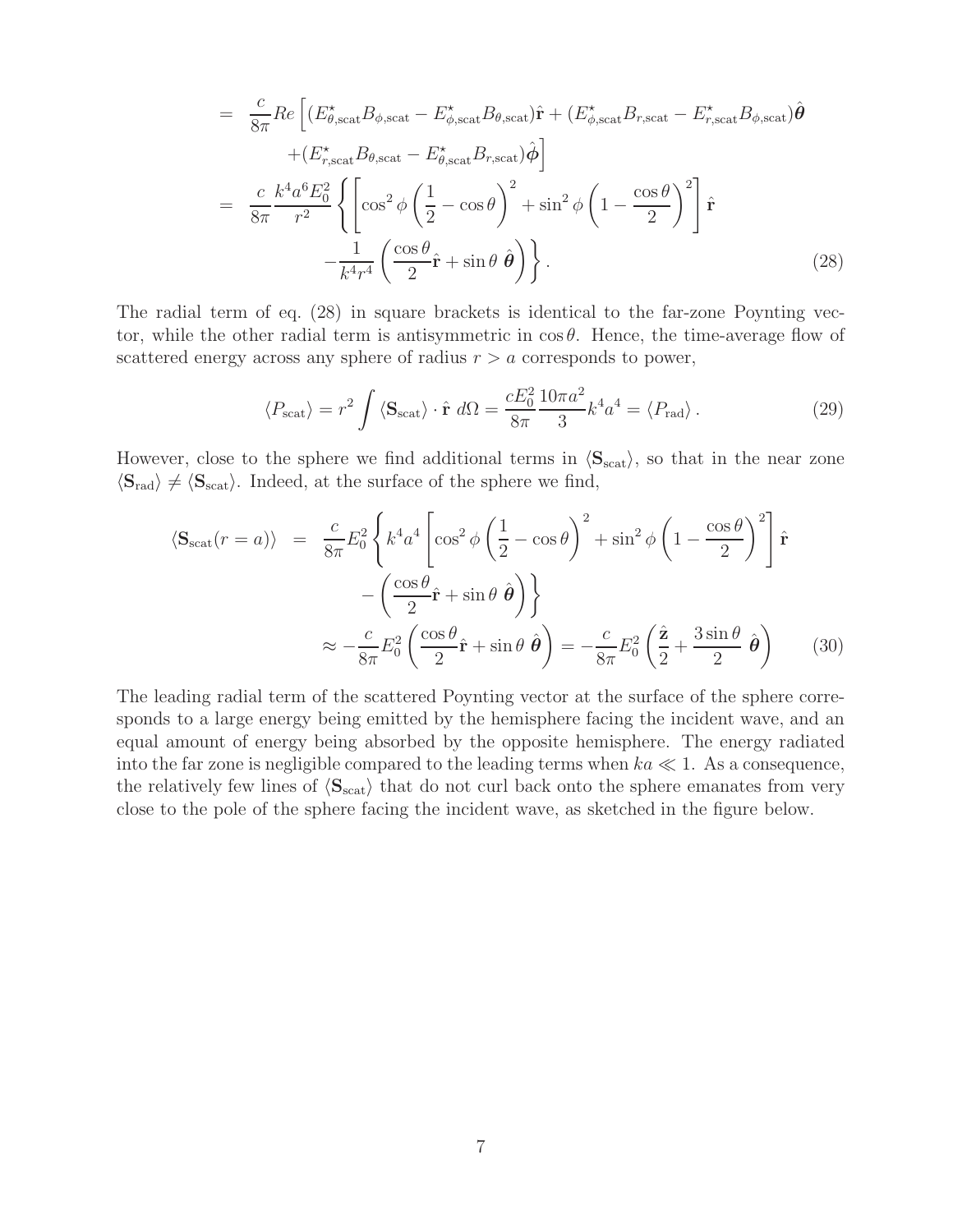$$
\begin{aligned}
&= \frac{c}{8\pi} Re\Big[(E^\star_{\theta,\text{scat}} B_{\phi,\text{scat}} - E^\star_{\phi,\text{scat}} B_{\theta,\text{scat}})\hat{\mathbf{r}} + (E^\star_{\phi,\text{scat}} B_{r,\text{scat}} - E^\star_{r,\text{scat}} B_{\phi,\text{scat}})\hat{\boldsymbol{\theta}} \\
&\qquad + (E^\star_{r,\text{scat}} B_{\theta,\text{scat}} - E^\star_{\theta,\text{scat}} B_{r,\text{scat}})\hat{\boldsymbol{\phi}}\Big] \\
&= \frac{c}{8\pi} \frac{k^4 a^6 E_0^2}{r^2} \left\{ \left[ \cos^2\phi \left(\frac{1}{2} - \cos\theta\right)^2 + \sin^2\phi \left(1 - \frac{\cos\theta}{2}\right)^2 \right] \hat{\mathbf{r}} \right. \\
&\qquad \left. - \frac{1}{k^4 r^4} \left( \frac{\cos\theta}{2} \hat{\mathbf{r}} + \sin\theta \, \hat{\boldsymbol{\theta}} \right) \right\}. \qquad (28)
\end{aligned}
$$

The radial term of eq. (28) in square brackets is identical to the far-zone Poynting vector, while the other radial term is antisymmetric in $\cos\theta$. Hence, the time-average flow of scattered energy across any sphere of radius $r > a$ corresponds to power,

$$
\langle P_\text{scat} \rangle = r^2 \int \langle \mathbf{S}_\text{scat} \rangle \cdot \hat{\mathbf{r}} \; d\Omega = \frac{c E_0^2}{8\pi} \frac{10\pi a^2}{3} k^4 a^4 = \langle P_\text{rad} \rangle . \qquad (29)
$$

However, close to the sphere we find additional terms in $\langle \mathbf{S}_\text{scat} \rangle$, so that in the near zone $\langle \mathbf{S}_\text{rad} \rangle \neq \langle \mathbf{S}_\text{scat} \rangle$. Indeed, at the surface of the sphere we find,

$$
\begin{aligned}
\langle \mathbf{S}_\text{scat}(r = a) \rangle &= \frac{c}{8\pi} E_0^2 \left\{ k^4 a^4 \left[ \cos^2\phi \left(\frac{1}{2} - \cos\theta\right)^2 + \sin^2\phi \left(1 - \frac{\cos\theta}{2}\right)^2 \right] \hat{\mathbf{r}} \right. \\
&\qquad \left. - \left( \frac{\cos\theta}{2} \hat{\mathbf{r}} + \sin\theta \, \hat{\boldsymbol{\theta}} \right) \right\} \\
&\approx -\frac{c}{8\pi} E_0^2 \left( \frac{\cos\theta}{2} \hat{\mathbf{r}} + \sin\theta \, \hat{\boldsymbol{\theta}} \right) = -\frac{c}{8\pi} E_0^2 \left( \frac{\hat{\mathbf{z}}}{2} + \frac{3\sin\theta}{2} \, \hat{\boldsymbol{\theta}} \right) \qquad (30)
\end{aligned}
$$

The leading radial term of the scattered Poynting vector at the surface of the sphere corresponds to a large energy being emitted by the hemisphere facing the incident wave, and an equal amount of energy being absorbed by the opposite hemisphere. The energy radiated into the far zone is negligible compared to the leading terms when $ka \ll 1$. As a consequence, the relatively few lines of $\langle \mathbf{S}_\text{scat} \rangle$ that do not curl back onto the sphere emanates from very close to the pole of the sphere facing the incident wave, as sketched in the figure below.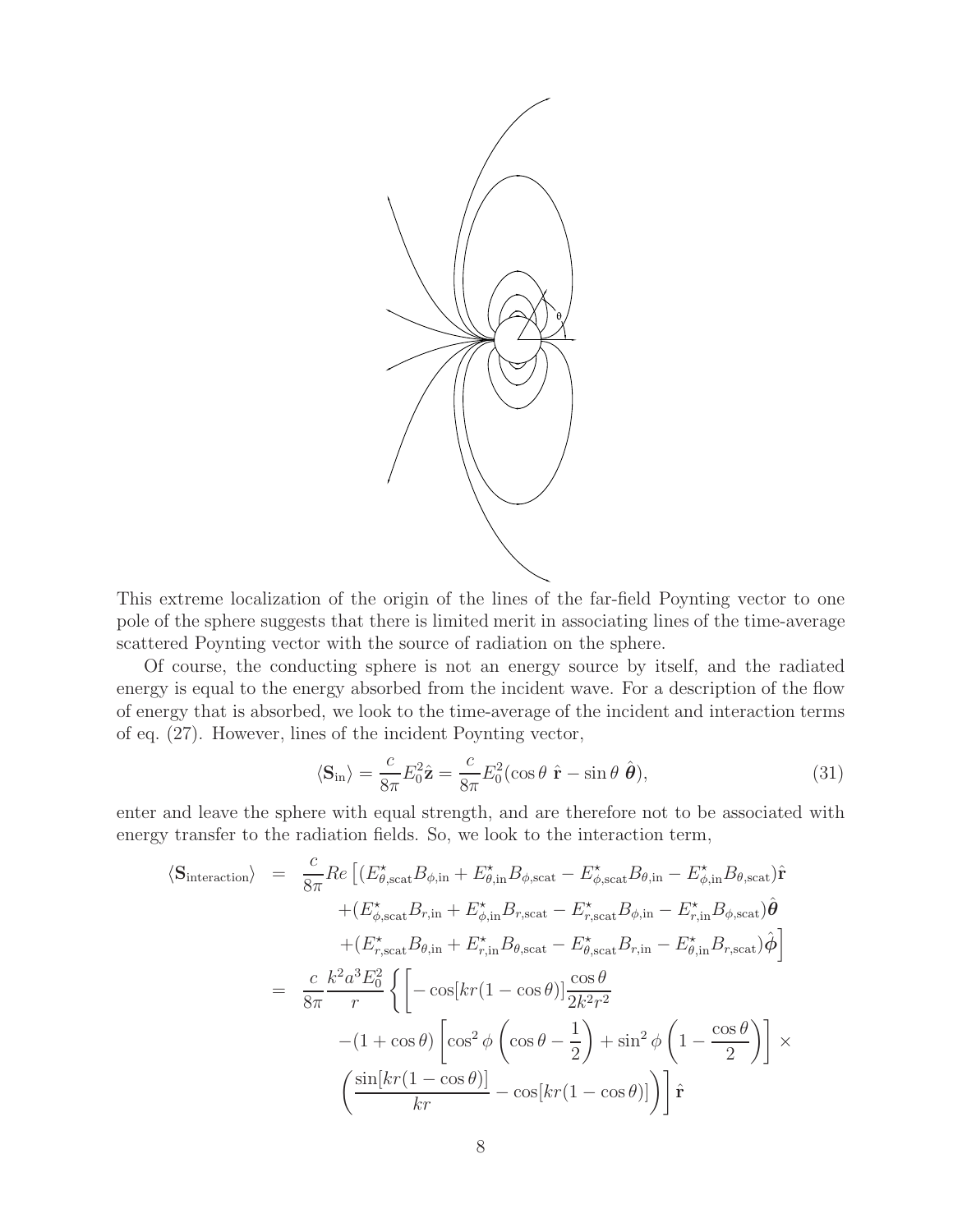This extreme localization of the origin of the lines of the far-field Poynting vector to one pole of the sphere suggests that there is limited merit in associating lines of the time-average scattered Poynting vector with the source of radiation on the sphere.

Of course, the conducting sphere is not an energy source by itself, and the radiated energy is equal to the energy absorbed from the incident wave. For a description of the flow of energy that is absorbed, we look to the time-average of the incident and interaction terms of eq. (27). However, lines of the incident Poynting vector,

$$\langle \mathbf{S}_{\rm in} \rangle = \frac{c}{8\pi} E_0^2 \hat{\mathbf{z}} = \frac{c}{8\pi} E_0^2 (\cos\theta \; \hat{\mathbf{r}} - \sin\theta \; \hat{\boldsymbol{\theta}}), \tag{31}$$

enter and leave the sphere with equal strength, and are therefore not to be associated with energy transfer to the radiation fields. So, we look to the interaction term,

$$\begin{aligned}
\langle \mathbf{S}_{\rm interaction} \rangle &= \frac{c}{8\pi} Re \Big[ (E^\star_{\theta,\rm scat} B_{\phi,\rm in} + E^\star_{\theta,\rm in} B_{\phi,\rm scat} - E^\star_{\phi,\rm scat} B_{\theta,\rm in} - E^\star_{\phi,\rm in} B_{\theta,\rm scat}) \hat{\mathbf{r}} \\
&\quad + (E^\star_{\phi,\rm scat} B_{r,\rm in} + E^\star_{\phi,\rm in} B_{r,\rm scat} - E^\star_{r,\rm scat} B_{\phi,\rm in} - E^\star_{r,\rm in} B_{\phi,\rm scat}) \hat{\boldsymbol{\theta}} \\
&\quad + (E^\star_{r,\rm scat} B_{\theta,\rm in} + E^\star_{r,\rm in} B_{\theta,\rm scat} - E^\star_{\theta,\rm scat} B_{r,\rm in} - E^\star_{\theta,\rm in} B_{r,\rm scat}) \hat{\boldsymbol{\phi}} \Big] \\
&= \frac{c}{8\pi} \frac{k^2 a^3 E_0^2}{r} \Bigg\{ \Bigg[ -\cos[kr(1-\cos\theta)] \frac{\cos\theta}{2k^2 r^2} \\
&\quad -(1+\cos\theta) \left[ \cos^2\phi \left( \cos\theta - \frac{1}{2} \right) + \sin^2\phi \left( 1 - \frac{\cos\theta}{2} \right) \right] \times \\
&\quad \left( \frac{\sin[kr(1-\cos\theta)]}{kr} - \cos[kr(1-\cos\theta)] \right) \Bigg] \hat{\mathbf{r}}
\end{aligned}$$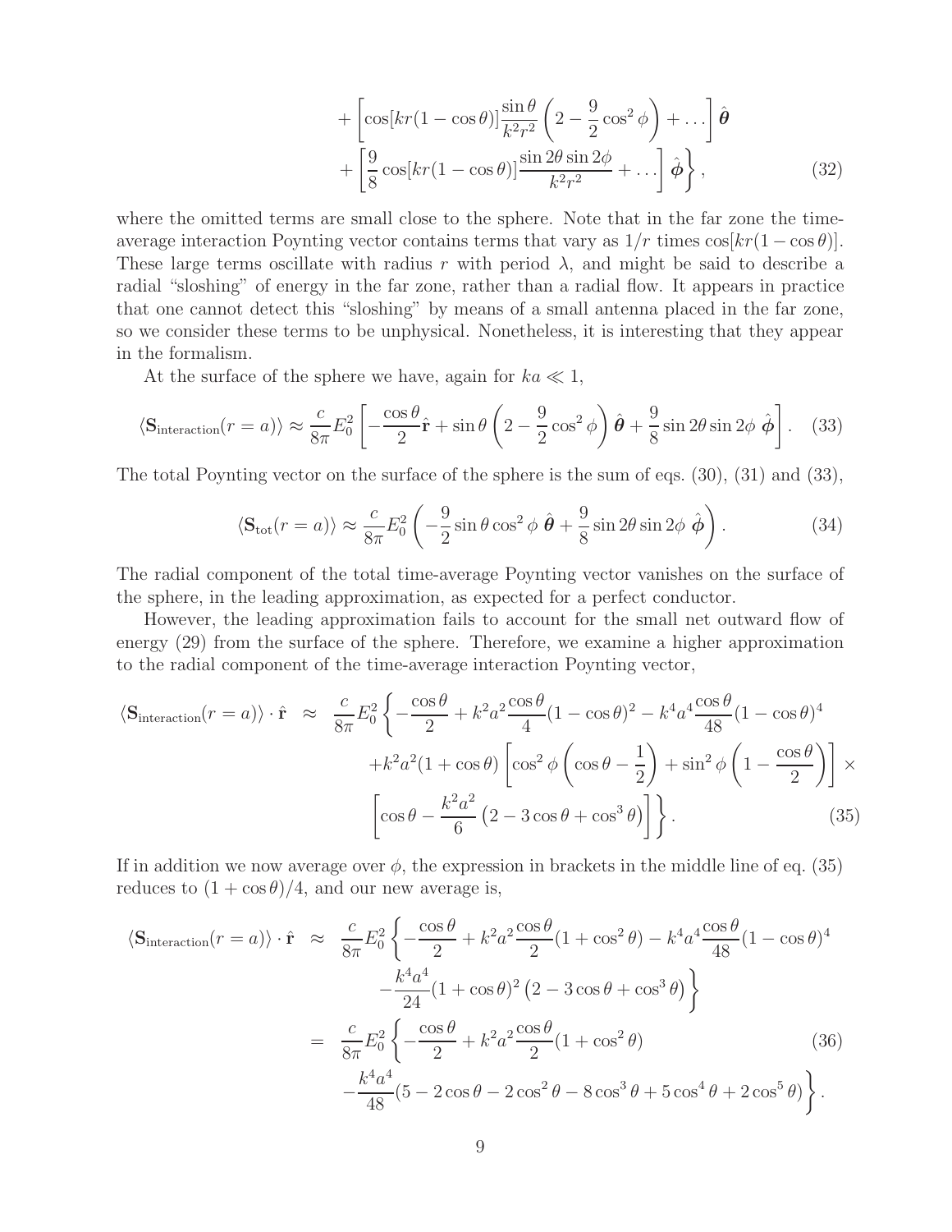$$
\begin{aligned}
&+\left[\cos[kr(1-\cos\theta)]\frac{\sin\theta}{k^2r^2}\left(2-\frac{9}{2}\cos^2\phi\right)+\ldots\right]\hat{\boldsymbol{\theta}} \\
&+\left[\frac{9}{8}\cos[kr(1-\cos\theta)]\frac{\sin 2\theta\sin 2\phi}{k^2r^2}+\ldots\right]\hat{\boldsymbol{\phi}}\Bigg\}, \qquad (32)
\end{aligned}
$$

where the omitted terms are small close to the sphere. Note that in the far zone the time-average interaction Poynting vector contains terms that vary as $1/r$ times $\cos[kr(1-\cos\theta)]$. These large terms oscillate with radius $r$ with period $\lambda$, and might be said to describe a radial "sloshing" of energy in the far zone, rather than a radial flow. It appears in practice that one cannot detect this "sloshing" by means of a small antenna placed in the far zone, so we consider these terms to be unphysical. Nonetheless, it is interesting that they appear in the formalism.

At the surface of the sphere we have, again for $ka \ll 1$,

$$
\langle \mathbf{S}_{\rm interaction}(r=a)\rangle \approx \frac{c}{8\pi}E_0^2\left[-\frac{\cos\theta}{2}\hat{\mathbf{r}}+\sin\theta\left(2-\frac{9}{2}\cos^2\phi\right)\hat{\boldsymbol{\theta}}+\frac{9}{8}\sin 2\theta\sin 2\phi\ \hat{\boldsymbol{\phi}}\right]. \qquad (33)
$$

The total Poynting vector on the surface of the sphere is the sum of eqs. (30), (31) and (33),

$$
\langle \mathbf{S}_{\rm tot}(r=a)\rangle \approx \frac{c}{8\pi}E_0^2\left(-\frac{9}{2}\sin\theta\cos^2\phi\ \hat{\boldsymbol{\theta}}+\frac{9}{8}\sin 2\theta\sin 2\phi\ \hat{\boldsymbol{\phi}}\right). \qquad (34)
$$

The radial component of the total time-average Poynting vector vanishes on the surface of the sphere, in the leading approximation, as expected for a perfect conductor.

However, the leading approximation fails to account for the small net outward flow of energy (29) from the surface of the sphere. Therefore, we examine a higher approximation to the radial component of the time-average interaction Poynting vector,

$$
\begin{aligned}
\langle \mathbf{S}_{\rm interaction}(r=a)\rangle\cdot\hat{\mathbf{r}} \ \approx\ & \frac{c}{8\pi}E_0^2\Bigg\{-\frac{\cos\theta}{2}+k^2a^2\frac{\cos\theta}{4}(1-\cos\theta)^2-k^4a^4\frac{\cos\theta}{48}(1-\cos\theta)^4 \\
&+k^2a^2(1+\cos\theta)\left[\cos^2\phi\left(\cos\theta-\frac{1}{2}\right)+\sin^2\phi\left(1-\frac{\cos\theta}{2}\right)\right]\times \\
&\left[\cos\theta-\frac{k^2a^2}{6}\left(2-3\cos\theta+\cos^3\theta\right)\right]\Bigg\}. \qquad (35)
\end{aligned}
$$

If in addition we now average over $\phi$, the expression in brackets in the middle line of eq. (35) reduces to $(1+\cos\theta)/4$, and our new average is,

$$
\begin{aligned}
\langle \mathbf{S}_{\rm interaction}(r=a)\rangle\cdot\hat{\mathbf{r}} \ \approx\ & \frac{c}{8\pi}E_0^2\Bigg\{-\frac{\cos\theta}{2}+k^2a^2\frac{\cos\theta}{2}(1+\cos^2\theta)-k^4a^4\frac{\cos\theta}{48}(1-\cos\theta)^4 \\
&-\frac{k^4a^4}{24}(1+\cos\theta)^2\left(2-3\cos\theta+\cos^3\theta\right)\Bigg\} \\
=\ & \frac{c}{8\pi}E_0^2\Bigg\{-\frac{\cos\theta}{2}+k^2a^2\frac{\cos\theta}{2}(1+\cos^2\theta) \qquad (36) \\
&-\frac{k^4a^4}{48}(5-2\cos\theta-2\cos^2\theta-8\cos^3\theta+5\cos^4\theta+2\cos^5\theta)\Bigg\}.
\end{aligned}
$$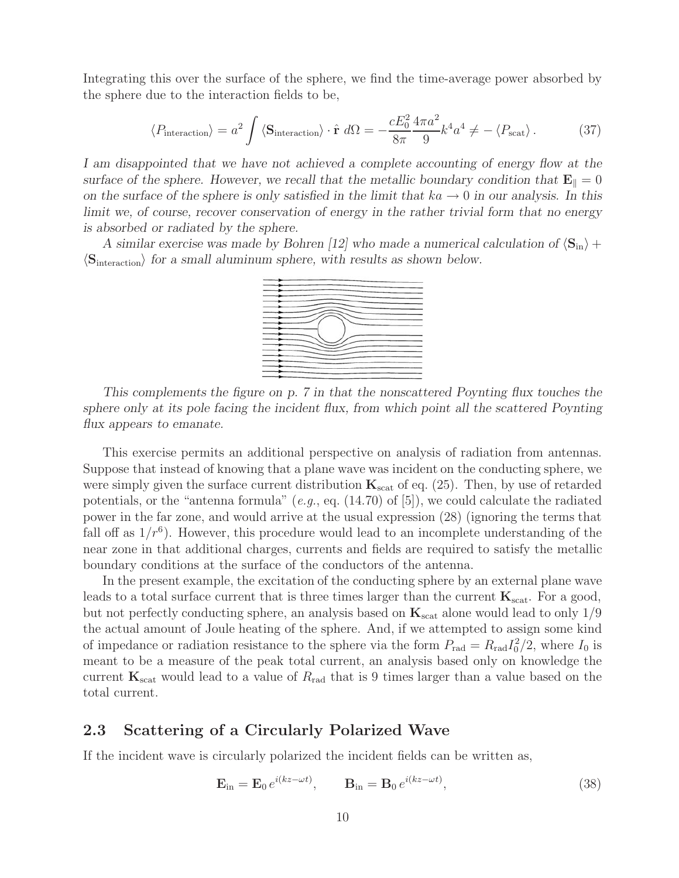Integrating this over the surface of the sphere, we find the time-average power absorbed by the sphere due to the interaction fields to be,

$$\langle P_{\rm interaction}\rangle = a^2 \int \langle \mathbf{S}_{\rm interaction}\rangle \cdot \hat{\mathbf{r}}\ d\Omega = -\frac{cE_0^2}{8\pi}\frac{4\pi a^2}{9}k^4 a^4 \neq -\langle P_{\rm scat}\rangle\,. \tag{37}$$

*I am disappointed that we have not achieved a complete accounting of energy flow at the surface of the sphere. However, we recall that the metallic boundary condition that* $\mathbf{E}_\parallel = 0$ *on the surface of the sphere is only satisfied in the limit that* $ka \to 0$ *in our analysis. In this limit we, of course, recover conservation of energy in the rather trivial form that no energy is absorbed or radiated by the sphere.*

*A similar exercise was made by Bohren [12] who made a numerical calculation of* $\langle \mathbf{S}_{\rm in}\rangle + \langle \mathbf{S}_{\rm interaction}\rangle$ *for a small aluminum sphere, with results as shown below.*

*This complements the figure on p. 7 in that the nonscattered Poynting flux touches the sphere only at its pole facing the incident flux, from which point all the scattered Poynting flux appears to emanate.*

This exercise permits an additional perspective on analysis of radiation from antennas. Suppose that instead of knowing that a plane wave was incident on the conducting sphere, we were simply given the surface current distribution $\mathbf{K}_{\rm scat}$ of eq. (25). Then, by use of retarded potentials, or the "antenna formula" (*e.g.*, eq. (14.70) of [5]), we could calculate the radiated power in the far zone, and would arrive at the usual expression (28) (ignoring the terms that fall off as $1/r^6$). However, this procedure would lead to an incomplete understanding of the near zone in that additional charges, currents and fields are required to satisfy the metallic boundary conditions at the surface of the conductors of the antenna.

In the present example, the excitation of the conducting sphere by an external plane wave leads to a total surface current that is three times larger than the current $\mathbf{K}_{\rm scat}$. For a good, but not perfectly conducting sphere, an analysis based on $\mathbf{K}_{\rm scat}$ alone would lead to only 1/9 the actual amount of Joule heating of the sphere. And, if we attempted to assign some kind of impedance or radiation resistance to the sphere via the form $P_{\rm rad} = R_{\rm rad} I_0^2/2$, where $I_0$ is meant to be a measure of the peak total current, an analysis based only on knowledge the current $\mathbf{K}_{\rm scat}$ would lead to a value of $R_{\rm rad}$ that is 9 times larger than a value based on the total current.

## 2.3 Scattering of a Circularly Polarized Wave

If the incident wave is circularly polarized the incident fields can be written as,

$$\mathbf{E}_{\rm in} = \mathbf{E}_0\, e^{i(kz-\omega t)}, \qquad \mathbf{B}_{\rm in} = \mathbf{B}_0\, e^{i(kz-\omega t)}, \tag{38}$$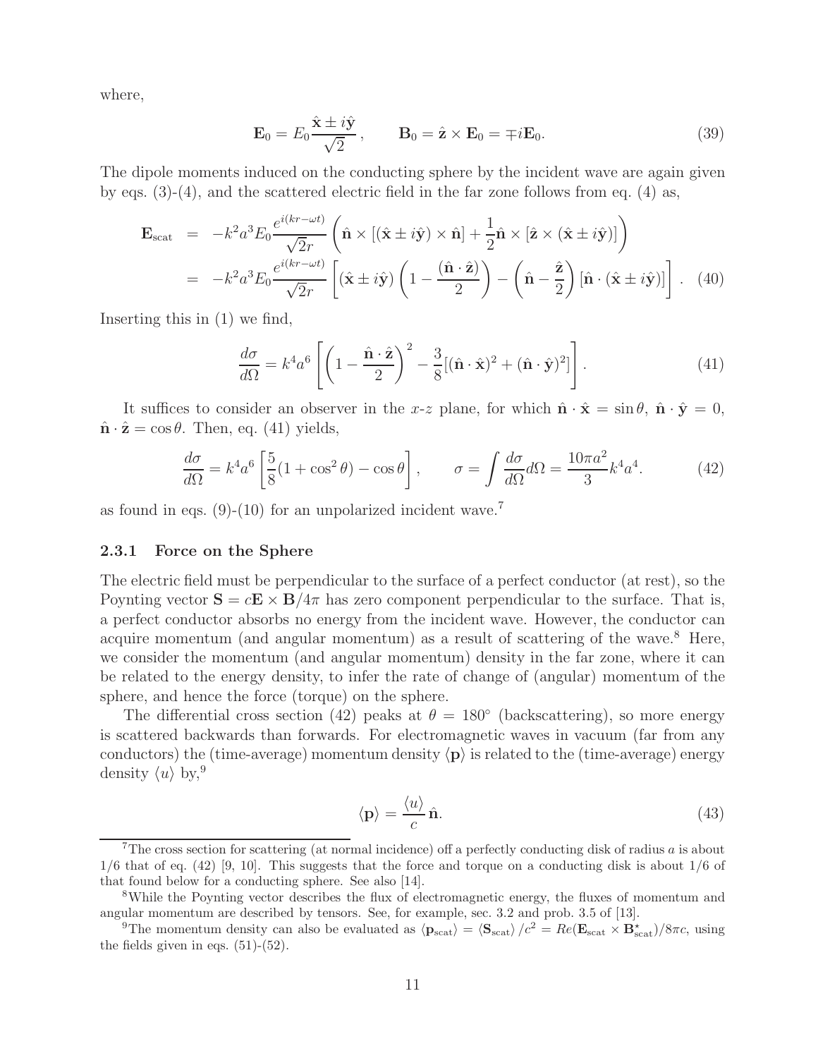where,

$$
\mathbf{E}_0 = E_0 \frac{\hat{\mathbf{x}} \pm i\hat{\mathbf{y}}}{\sqrt{2}}\,, \qquad \mathbf{B}_0 = \hat{\mathbf{z}} \times \mathbf{E}_0 = \mp i \mathbf{E}_0. \tag{39}
$$

The dipole moments induced on the conducting sphere by the incident wave are again given by eqs. (3)-(4), and the scattered electric field in the far zone follows from eq. (4) as,

$$
\begin{aligned}
\mathbf{E}_{\rm scat} &= -k^2 a^3 E_0 \frac{e^{i(kr-\omega t)}}{\sqrt{2}r} \left( \hat{\mathbf{n}} \times [(\hat{\mathbf{x}} \pm i\hat{\mathbf{y}}) \times \hat{\mathbf{n}}] + \frac{1}{2} \hat{\mathbf{n}} \times [\hat{\mathbf{z}} \times (\hat{\mathbf{x}} \pm i\hat{\mathbf{y}})] \right) \\
&= -k^2 a^3 E_0 \frac{e^{i(kr-\omega t)}}{\sqrt{2}r} \left[ (\hat{\mathbf{x}} \pm i\hat{\mathbf{y}}) \left( 1 - \frac{(\hat{\mathbf{n}} \cdot \hat{\mathbf{z}})}{2} \right) - \left( \hat{\mathbf{n}} - \frac{\hat{\mathbf{z}}}{2} \right) [\hat{\mathbf{n}} \cdot (\hat{\mathbf{x}} \pm i\hat{\mathbf{y}})] \right]. \qquad (40)
\end{aligned}
$$

Inserting this in (1) we find,

$$
\frac{d\sigma}{d\Omega} = k^4 a^6 \left[ \left( 1 - \frac{\hat{\mathbf{n}} \cdot \hat{\mathbf{z}}}{2} \right)^2 - \frac{3}{8} [(\hat{\mathbf{n}} \cdot \hat{\mathbf{x}})^2 + (\hat{\mathbf{n}} \cdot \hat{\mathbf{y}})^2] \right]. \tag{41}
$$

It suffices to consider an observer in the $x$-$z$ plane, for which $\hat{\mathbf{n}} \cdot \hat{\mathbf{x}} = \sin\theta$, $\hat{\mathbf{n}} \cdot \hat{\mathbf{y}} = 0$, $\hat{\mathbf{n}} \cdot \hat{\mathbf{z}} = \cos\theta$. Then, eq. (41) yields,

$$
\frac{d\sigma}{d\Omega} = k^4 a^6 \left[ \frac{5}{8}(1 + \cos^2\theta) - \cos\theta \right], \qquad \sigma = \int \frac{d\sigma}{d\Omega} d\Omega = \frac{10\pi a^2}{3} k^4 a^4. \tag{42}
$$

as found in eqs. (9)-(10) for an unpolarized incident wave.[7]

### 2.3.1 Force on the Sphere

The electric field must be perpendicular to the surface of a perfect conductor (at rest), so the Poynting vector $\mathbf{S} = c\mathbf{E} \times \mathbf{B}/4\pi$ has zero component perpendicular to the surface. That is, a perfect conductor absorbs no energy from the incident wave. However, the conductor can acquire momentum (and angular momentum) as a result of scattering of the wave.[8] Here, we consider the momentum (and angular momentum) density in the far zone, where it can be related to the energy density, to infer the rate of change of (angular) momentum of the sphere, and hence the force (torque) on the sphere.

The differential cross section (42) peaks at $\theta = 180^\circ$ (backscattering), so more energy is scattered backwards than forwards. For electromagnetic waves in vacuum (far from any conductors) the (time-average) momentum density $\langle \mathbf{p} \rangle$ is related to the (time-average) energy density $\langle u \rangle$ by,[9]

$$
\langle \mathbf{p} \rangle = \frac{\langle u \rangle}{c} \hat{\mathbf{n}}. \tag{43}
$$

[7] The cross section for scattering (at normal incidence) off a perfectly conducting disk of radius $a$ is about 1/6 that of eq. (42) [9, 10]. This suggests that the force and torque on a conducting disk is about 1/6 of that found below for a conducting sphere. See also [14].

[8] While the Poynting vector describes the flux of electromagnetic energy, the fluxes of momentum and angular momentum are described by tensors. See, for example, sec. 3.2 and prob. 3.5 of [13].

[9] The momentum density can also be evaluated as $\langle \mathbf{p}_{\rm scat} \rangle = \langle \mathbf{S}_{\rm scat} \rangle / c^2 = Re(\mathbf{E}_{\rm scat} \times \mathbf{B}^\star_{\rm scat})/8\pi c$, using the fields given in eqs. (51)-(52).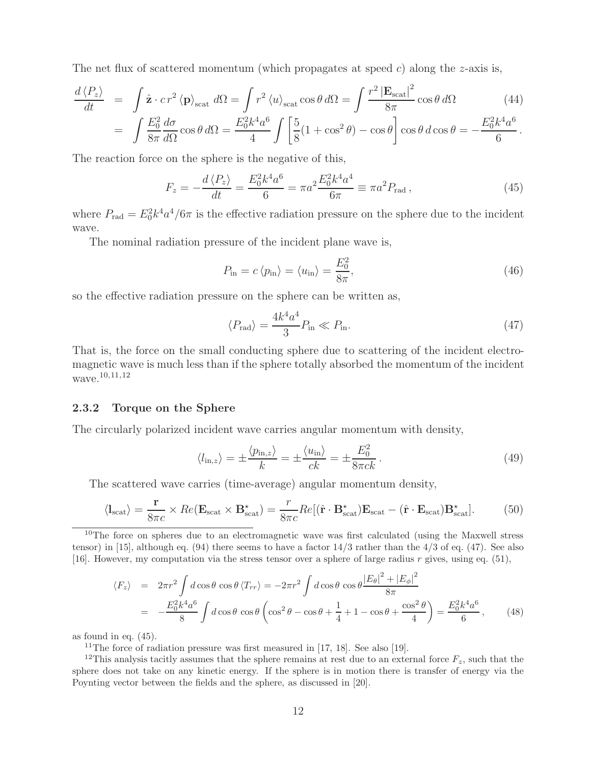The net flux of scattered momentum (which propagates at speed $c$) along the $z$-axis is,

$$
\begin{aligned}
\frac{d\langle P_z\rangle}{dt} &= \int \hat{\mathbf{z}}\cdot c\, r^2 \langle \mathbf{p}\rangle_{\rm scat}\, d\Omega = \int r^2 \langle u\rangle_{\rm scat}\cos\theta\, d\Omega = \int \frac{r^2\left|\mathbf{E}_{\rm scat}\right|^2}{8\pi}\cos\theta\, d\Omega \qquad (44)\\
&= \int \frac{E_0^2}{8\pi}\frac{d\sigma}{d\Omega}\cos\theta\, d\Omega = \frac{E_0^2 k^4 a^6}{4}\int\left[\frac{5}{8}(1+\cos^2\theta)-\cos\theta\right]\cos\theta\, d\cos\theta = -\frac{E_0^2 k^4 a^6}{6}\,.
\end{aligned}
$$

The reaction force on the sphere is the negative of this,

$$
F_z = -\frac{d\langle P_z\rangle}{dt} = \frac{E_0^2 k^4 a^6}{6} = \pi a^2 \frac{E_0^2 k^4 a^4}{6\pi} \equiv \pi a^2 P_{\rm rad}\,, \qquad (45)
$$

where $P_{\rm rad} = E_0^2 k^4 a^4/6\pi$ is the effective radiation pressure on the sphere due to the incident wave.

The nominal radiation pressure of the incident plane wave is,

$$
P_{\rm in} = c\langle p_{\rm in}\rangle = \langle u_{\rm in}\rangle = \frac{E_0^2}{8\pi}, \qquad (46)
$$

so the effective radiation pressure on the sphere can be written as,

$$
\langle P_{\rm rad}\rangle = \frac{4k^4a^4}{3}P_{\rm in} \ll P_{\rm in}. \qquad (47)
$$

That is, the force on the small conducting sphere due to scattering of the incident electromagnetic wave is much less than if the sphere totally absorbed the momentum of the incident wave.[10,11,12]

### 2.3.2 Torque on the Sphere

The circularly polarized incident wave carries angular momentum with density,

$$
\langle l_{{\rm in},z}\rangle = \pm\frac{\langle p_{{\rm in},z}\rangle}{k} = \pm\frac{\langle u_{\rm in}\rangle}{ck} = \pm\frac{E_0^2}{8\pi ck}\,. \qquad (49)
$$

The scattered wave carries (time-average) angular momentum density,

$$
\langle \mathbf{l}_{\rm scat}\rangle = \frac{\mathbf{r}}{8\pi c}\times Re(\mathbf{E}_{\rm scat}\times\mathbf{B}^\star_{\rm scat}) = \frac{r}{8\pi c}Re[(\hat{\mathbf{r}}\cdot\mathbf{B}^\star_{\rm scat})\mathbf{E}_{\rm scat} - (\hat{\mathbf{r}}\cdot\mathbf{E}_{\rm scat})\mathbf{B}^\star_{\rm scat}]. \qquad (50)
$$

---

[10] The force on spheres due to an electromagnetic wave was first calculated (using the Maxwell stress tensor) in [15], although eq. (94) there seems to have a factor 14/3 rather than the 4/3 of eq. (47). See also [16]. However, my computation via the stress tensor over a sphere of large radius $r$ gives, using eq. (51),

$$
\begin{aligned}
\langle F_z\rangle &= 2\pi r^2\int d\cos\theta\,\cos\theta\,\langle T_{rr}\rangle = -2\pi r^2\int d\cos\theta\,\cos\theta\,\frac{|E_\theta|^2+|E_\phi|^2}{8\pi}\\
&= -\frac{E_0^2k^4a^6}{8}\int d\cos\theta\,\cos\theta\left(\cos^2\theta-\cos\theta+\frac{1}{4}+1-\cos\theta+\frac{\cos^2\theta}{4}\right) = \frac{E_0^2k^4a^6}{6}\,, \qquad (48)
\end{aligned}
$$

as found in eq. (45).

[11] The force of radiation pressure was first measured in [17, 18]. See also [19].

[12] This analysis tacitly assumes that the sphere remains at rest due to an external force $F_z$, such that the sphere does not take on any kinetic energy. If the sphere is in motion there is transfer of energy via the Poynting vector between the fields and the sphere, as discussed in [20].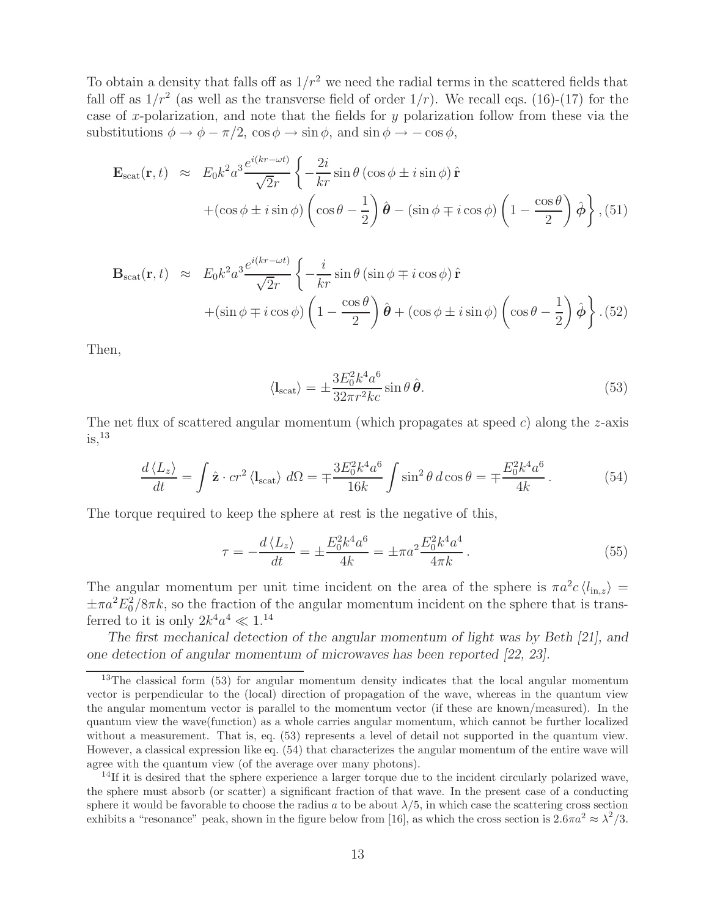To obtain a density that falls off as $1/r^2$ we need the radial terms in the scattered fields that fall off as $1/r^2$ (as well as the transverse field of order $1/r$). We recall eqs. (16)-(17) for the case of $x$-polarization, and note that the fields for $y$ polarization follow from these via the substitutions $\phi \to \phi - \pi/2$, $\cos\phi \to \sin\phi$, and $\sin\phi \to -\cos\phi$,

$$\mathbf{E}_{\rm scat}(\mathbf{r},t) \approx E_0 k^2 a^3 \frac{e^{i(kr-\omega t)}}{\sqrt{2}r} \left\{ -\frac{2i}{kr}\sin\theta\,(\cos\phi \pm i\sin\phi)\,\hat{\mathbf{r}} + (\cos\phi \pm i\sin\phi)\left(\cos\theta - \frac{1}{2}\right)\hat{\boldsymbol{\theta}} - (\sin\phi \mp i\cos\phi)\left(1 - \frac{\cos\theta}{2}\right)\hat{\boldsymbol{\phi}} \right\}, \tag{51}$$

$$\mathbf{B}_{\rm scat}(\mathbf{r},t) \approx E_0 k^2 a^3 \frac{e^{i(kr-\omega t)}}{\sqrt{2}r} \left\{ -\frac{i}{kr}\sin\theta\,(\sin\phi \mp i\cos\phi)\,\hat{\mathbf{r}} + (\sin\phi \mp i\cos\phi)\left(1 - \frac{\cos\theta}{2}\right)\hat{\boldsymbol{\theta}} + (\cos\phi \pm i\sin\phi)\left(\cos\theta - \frac{1}{2}\right)\hat{\boldsymbol{\phi}} \right\}. \tag{52}$$

Then,

$$\langle \mathbf{l}_{\rm scat} \rangle = \pm \frac{3E_0^2 k^4 a^6}{32\pi r^2 kc}\sin\theta\,\hat{\boldsymbol{\theta}}. \tag{53}$$

The net flux of scattered angular momentum (which propagates at speed $c$) along the $z$-axis is,[13]

$$\frac{d\langle L_z \rangle}{dt} = \int \hat{\mathbf{z}}\cdot cr^2 \langle \mathbf{l}_{\rm scat}\rangle \, d\Omega = \mp \frac{3E_0^2 k^4 a^6}{16k}\int \sin^2\theta \, d\cos\theta = \mp \frac{E_0^2 k^4 a^6}{4k}. \tag{54}$$

The torque required to keep the sphere at rest is the negative of this,

$$\tau = -\frac{d\langle L_z \rangle}{dt} = \pm \frac{E_0^2 k^4 a^6}{4k} = \pm \pi a^2 \frac{E_0^2 k^4 a^4}{4\pi k}. \tag{55}$$

The angular momentum per unit time incident on the area of the sphere is $\pi a^2 c \langle l_{{\rm in},z}\rangle = \pm \pi a^2 E_0^2/8\pi k$, so the fraction of the angular momentum incident on the sphere that is transferred to it is only $2k^4a^4 \ll 1$.[14]

*The first mechanical detection of the angular momentum of light was by Beth [21], and one detection of angular momentum of microwaves has been reported [22, 23].*

---

[13] The classical form (53) for angular momentum density indicates that the local angular momentum vector is perpendicular to the (local) direction of propagation of the wave, whereas in the quantum view the angular momentum vector is parallel to the momentum vector (if these are known/measured). In the quantum view the wave(function) as a whole carries angular momentum, which cannot be further localized without a measurement. That is, eq. (53) represents a level of detail not supported in the quantum view. However, a classical expression like eq. (54) that characterizes the angular momentum of the entire wave will agree with the quantum view (of the average over many photons).

[14] If it is desired that the sphere experience a larger torque due to the incident circularly polarized wave, the sphere must absorb (or scatter) a significant fraction of that wave. In the present case of a conducting sphere it would be favorable to choose the radius $a$ to be about $\lambda/5$, in which case the scattering cross section exhibits a "resonance" peak, shown in the figure below from [16], as which the cross section is $2.6\pi a^2 \approx \lambda^2/3$.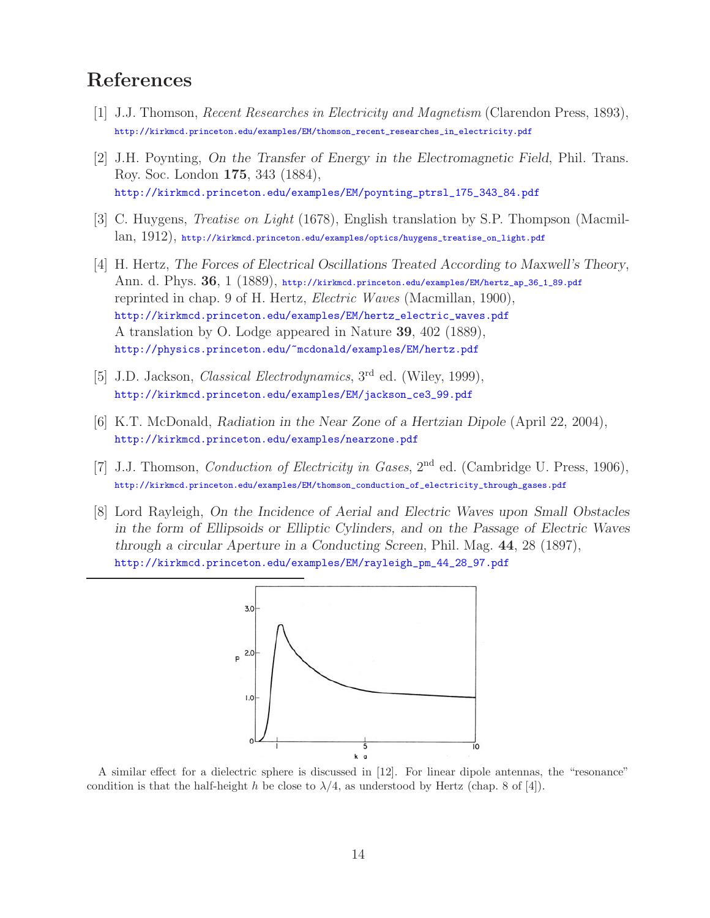## References

[1] J.J. Thomson, *Recent Researches in Electricity and Magnetism* (Clarendon Press, 1893), http://kirkmcd.princeton.edu/examples/EM/thomson_recent_researches_in_electricity.pdf

[2] J.H. Poynting, *On the Transfer of Energy in the Electromagnetic Field*, Phil. Trans. Roy. Soc. London **175**, 343 (1884), http://kirkmcd.princeton.edu/examples/EM/poynting_ptrsl_175_343_84.pdf

[3] C. Huygens, *Treatise on Light* (1678), English translation by S.P. Thompson (Macmillan, 1912), http://kirkmcd.princeton.edu/examples/optics/huygens_treatise_on_light.pdf

[4] H. Hertz, *The Forces of Electrical Oscillations Treated According to Maxwell's Theory*, Ann. d. Phys. **36**, 1 (1889), http://kirkmcd.princeton.edu/examples/EM/hertz_ap_36_1_89.pdf reprinted in chap. 9 of H. Hertz, *Electric Waves* (Macmillan, 1900), http://kirkmcd.princeton.edu/examples/EM/hertz_electric_waves.pdf A translation by O. Lodge appeared in Nature **39**, 402 (1889), http://physics.princeton.edu/~mcdonald/examples/EM/hertz.pdf

[5] J.D. Jackson, *Classical Electrodynamics*, 3rd ed. (Wiley, 1999), http://kirkmcd.princeton.edu/examples/EM/jackson_ce3_99.pdf

[6] K.T. McDonald, *Radiation in the Near Zone of a Hertzian Dipole* (April 22, 2004), http://kirkmcd.princeton.edu/examples/nearzone.pdf

[7] J.J. Thomson, *Conduction of Electricity in Gases*, 2nd ed. (Cambridge U. Press, 1906), http://kirkmcd.princeton.edu/examples/EM/thomson_conduction_of_electricity_through_gases.pdf

[8] Lord Rayleigh, *On the Incidence of Aerial and Electric Waves upon Small Obstacles in the form of Ellipsoids or Elliptic Cylinders, and on the Passage of Electric Waves through a circular Aperture in a Conducting Screen*, Phil. Mag. **44**, 28 (1897), http://kirkmcd.princeton.edu/examples/EM/rayleigh_pm_44_28_97.pdf

---

A similar effect for a dielectric sphere is discussed in [12]. For linear dipole antennas, the "resonance" condition is that the half-height $h$ be close to $\lambda/4$, as understood by Hertz (chap. 8 of [4]).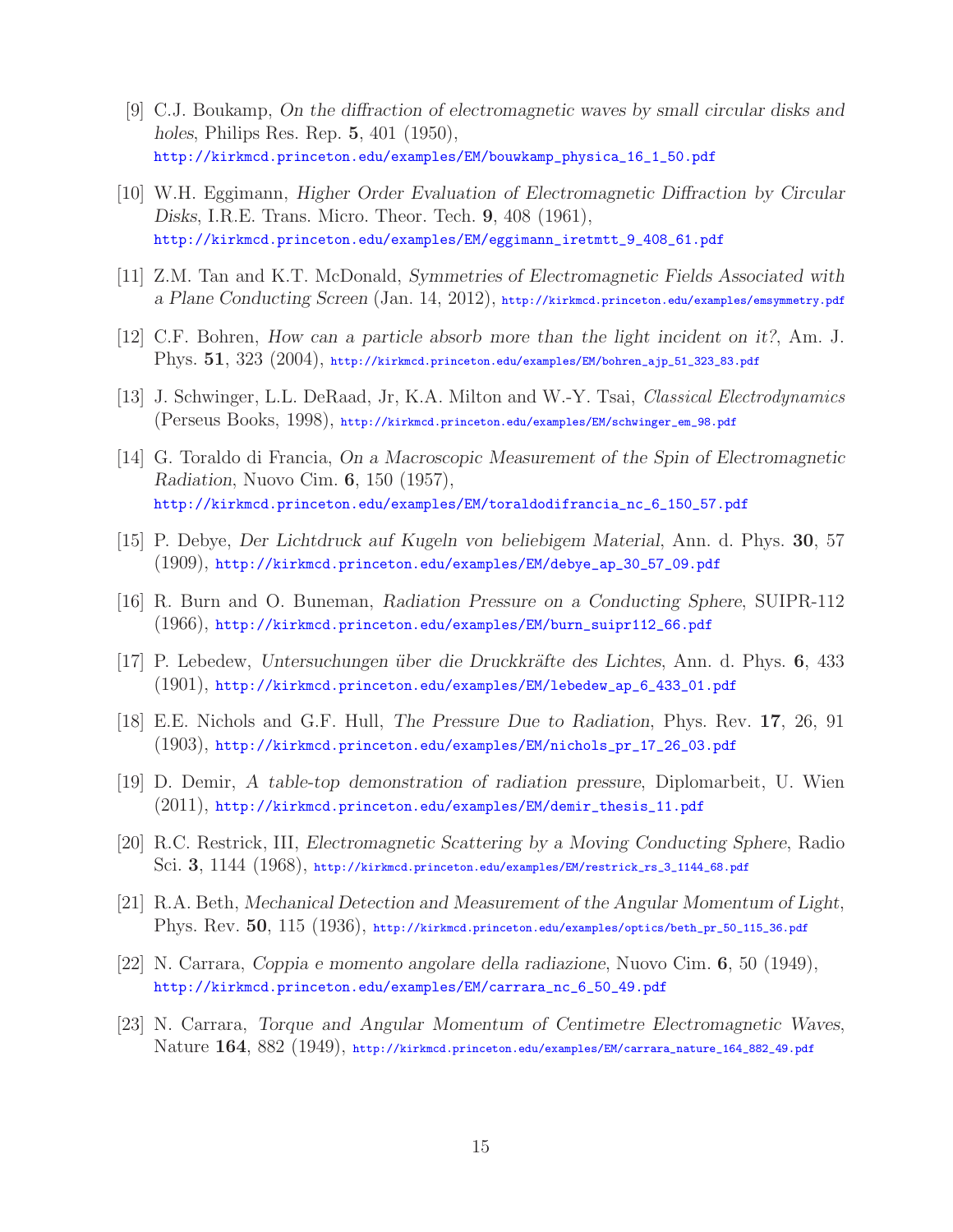[9] C.J. Boukamp, *On the diffraction of electromagnetic waves by small circular disks and holes*, Philips Res. Rep. **5**, 401 (1950), http://kirkmcd.princeton.edu/examples/EM/bouwkamp_physica_16_1_50.pdf

[10] W.H. Eggimann, *Higher Order Evaluation of Electromagnetic Diffraction by Circular Disks*, I.R.E. Trans. Micro. Theor. Tech. **9**, 408 (1961), http://kirkmcd.princeton.edu/examples/EM/eggimann_iretmtt_9_408_61.pdf

[11] Z.M. Tan and K.T. McDonald, *Symmetries of Electromagnetic Fields Associated with a Plane Conducting Screen* (Jan. 14, 2012), http://kirkmcd.princeton.edu/examples/emsymmetry.pdf

[12] C.F. Bohren, *How can a particle absorb more than the light incident on it?*, Am. J. Phys. **51**, 323 (2004), http://kirkmcd.princeton.edu/examples/EM/bohren_ajp_51_323_83.pdf

[13] J. Schwinger, L.L. DeRaad, Jr, K.A. Milton and W.-Y. Tsai, *Classical Electrodynamics* (Perseus Books, 1998), http://kirkmcd.princeton.edu/examples/EM/schwinger_em_98.pdf

[14] G. Toraldo di Francia, *On a Macroscopic Measurement of the Spin of Electromagnetic Radiation*, Nuovo Cim. **6**, 150 (1957), http://kirkmcd.princeton.edu/examples/EM/toraldodifrancia_nc_6_150_57.pdf

[15] P. Debye, *Der Lichtdruck auf Kugeln von beliebigem Material*, Ann. d. Phys. **30**, 57 (1909), http://kirkmcd.princeton.edu/examples/EM/debye_ap_30_57_09.pdf

[16] R. Burn and O. Buneman, *Radiation Pressure on a Conducting Sphere*, SUIPR-112 (1966), http://kirkmcd.princeton.edu/examples/EM/burn_suipr112_66.pdf

[17] P. Lebedew, *Untersuchungen über die Druckkräfte des Lichtes*, Ann. d. Phys. **6**, 433 (1901), http://kirkmcd.princeton.edu/examples/EM/lebedew_ap_6_433_01.pdf

[18] E.E. Nichols and G.F. Hull, *The Pressure Due to Radiation*, Phys. Rev. **17**, 26, 91 (1903), http://kirkmcd.princeton.edu/examples/EM/nichols_pr_17_26_03.pdf

[19] D. Demir, *A table-top demonstration of radiation pressure*, Diplomarbeit, U. Wien (2011), http://kirkmcd.princeton.edu/examples/EM/demir_thesis_11.pdf

[20] R.C. Restrick, III, *Electromagnetic Scattering by a Moving Conducting Sphere*, Radio Sci. **3**, 1144 (1968), http://kirkmcd.princeton.edu/examples/EM/restrick_rs_3_1144_68.pdf

[21] R.A. Beth, *Mechanical Detection and Measurement of the Angular Momentum of Light*, Phys. Rev. **50**, 115 (1936), http://kirkmcd.princeton.edu/examples/optics/beth_pr_50_115_36.pdf

[22] N. Carrara, *Coppia e momento angolare della radiazione*, Nuovo Cim. **6**, 50 (1949), http://kirkmcd.princeton.edu/examples/EM/carrara_nc_6_50_49.pdf

[23] N. Carrara, *Torque and Angular Momentum of Centimetre Electromagnetic Waves*, Nature **164**, 882 (1949), http://kirkmcd.princeton.edu/examples/EM/carrara_nature_164_882_49.pdf